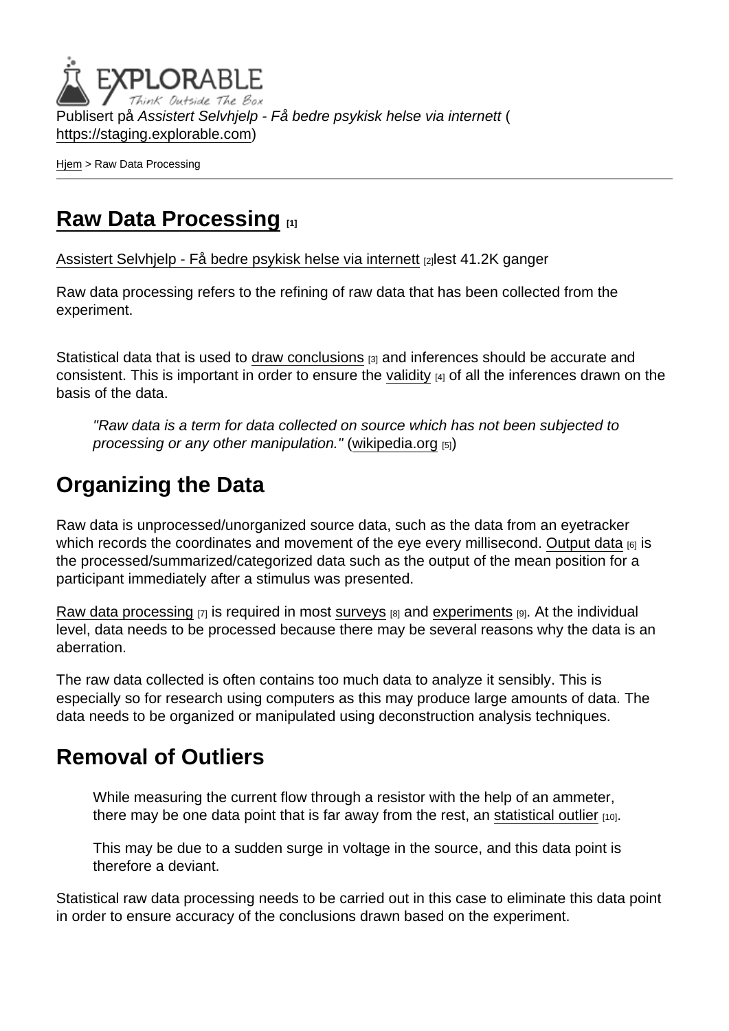Publisert på *Assistert Selvhjelp - Få bedre psykisk helse via internett* (https://staging.explorable.com)

Hjem > Raw Data Processing

# Raw Data Processing [1]

Assistert Selvhjelp - Få bedre psykisk helse via internett [2]lest 41.2K ganger

Raw data processing refers to the refining of raw data that has been collected from the experiment.

Statistical data that is used to draw conclusions [3] and inferences should be accurate and consistent. This is important in order to ensure the validity [4] of all the inferences drawn on the basis of the data.

> *"Raw data is a term for data collected on source which has not been subjected to processing or any other manipulation."* (wikipedia.org [5])

## Organizing the Data

Raw data is unprocessed/unorganized source data, such as the data from an eyetracker which records the coordinates and movement of the eye every millisecond. Output data [6] is the processed/summarized/categorized data such as the output of the mean position for a participant immediately after a stimulus was presented.

Raw data processing [7] is required in most surveys [8] and experiments [9]. At the individual level, data needs to be processed because there may be several reasons why the data is an aberration.

The raw data collected is often contains too much data to analyze it sensibly. This is especially so for research using computers as this may produce large amounts of data. The data needs to be organized or manipulated using deconstruction analysis techniques.

## Removal of Outliers

> While measuring the current flow through a resistor with the help of an ammeter, there may be one data point that is far away from the rest, an statistical outlier [10].
>
> This may be due to a sudden surge in voltage in the source, and this data point is therefore a deviant.

Statistical raw data processing needs to be carried out in this case to eliminate this data point in order to ensure accuracy of the conclusions drawn based on the experiment.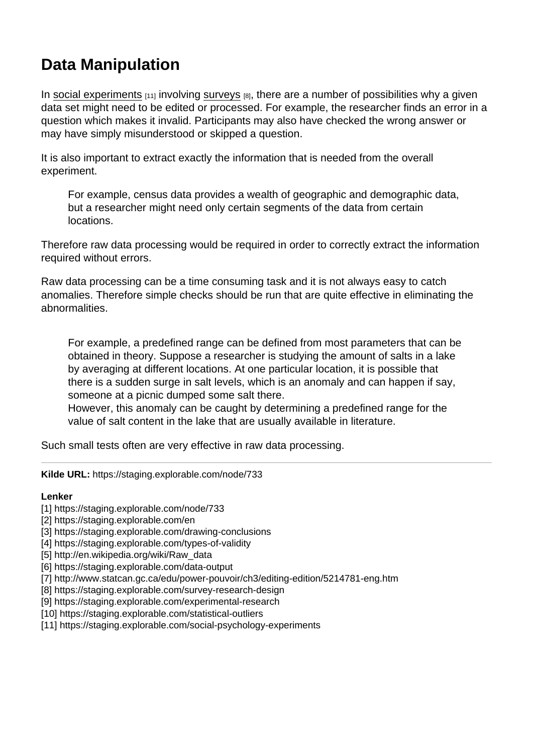## Data Manipulation

In social experiments [11] involving surveys [8], there are a number of possibilities why a given data set might need to be edited or processed. For example, the researcher finds an error in a question which makes it invalid. Participants may also have checked the wrong answer or may have simply misunderstood or skipped a question.

It is also important to extract exactly the information that is needed from the overall experiment.

> For example, census data provides a wealth of geographic and demographic data, but a researcher might need only certain segments of the data from certain locations.

Therefore raw data processing would be required in order to correctly extract the information required without errors.

Raw data processing can be a time consuming task and it is not always easy to catch anomalies. Therefore simple checks should be run that are quite effective in eliminating the abnormalities.

> For example, a predefined range can be defined from most parameters that can be obtained in theory. Suppose a researcher is studying the amount of salts in a lake by averaging at different locations. At one particular location, it is possible that there is a sudden surge in salt levels, which is an anomaly and can happen if say, someone at a picnic dumped some salt there.
> However, this anomaly can be caught by determining a predefined range for the value of salt content in the lake that are usually available in literature.

Such small tests often are very effective in raw data processing.

---

**Kilde URL:** https://staging.explorable.com/node/733

**Lenker**
[1] https://staging.explorable.com/node/733
[2] https://staging.explorable.com/en
[3] https://staging.explorable.com/drawing-conclusions
[4] https://staging.explorable.com/types-of-validity
[5] http://en.wikipedia.org/wiki/Raw_data
[6] https://staging.explorable.com/data-output
[7] http://www.statcan.gc.ca/edu/power-pouvoir/ch3/editing-edition/5214781-eng.htm
[8] https://staging.explorable.com/survey-research-design
[9] https://staging.explorable.com/experimental-research
[10] https://staging.explorable.com/statistical-outliers
[11] https://staging.explorable.com/social-psychology-experiments